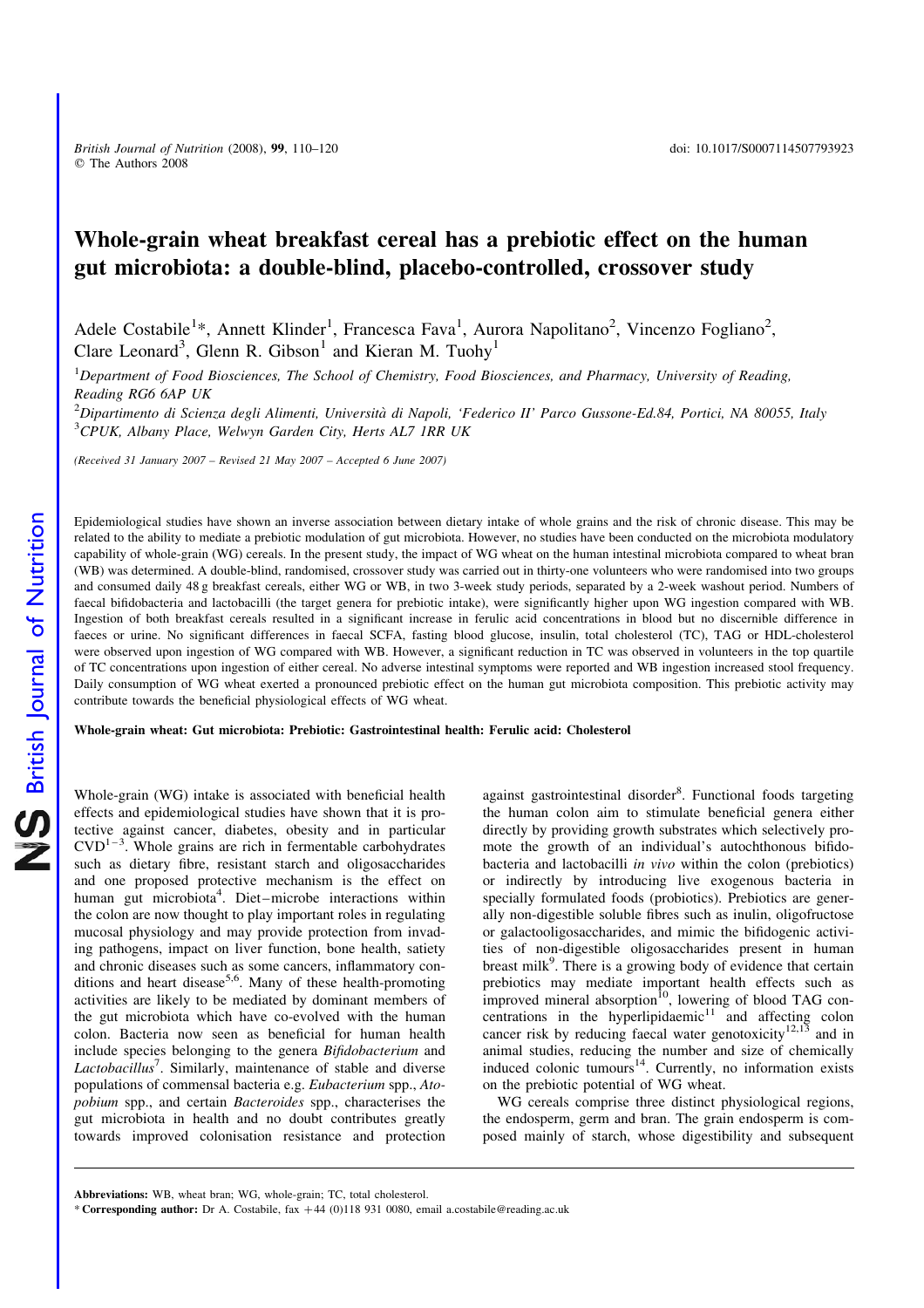# Whole-grain wheat breakfast cereal has a prebiotic effect on the human gut microbiota: a double-blind, placebo-controlled, crossover study

Adele Costabile[1]*, Annett Klinder[1], Francesca Fava[1], Aurora Napolitano[2], Vincenzo Fogliano[2], Clare Leonard[3], Glenn R. Gibson[1] and Kieran M. Tuohy[1]

[1]Department of Food Biosciences, The School of Chemistry, Food Biosciences, and Pharmacy, University of Reading, Reading RG6 6AP UK

[2]Dipartimento di Scienza degli Alimenti, Università di Napoli, 'Federico II' Parco Gussone-Ed.84, Portici, NA 80055, Italy

[3]CPUK, Albany Place, Welwyn Garden City, Herts AL7 1RR UK

*(Received 31 January 2007 – Revised 21 May 2007 – Accepted 6 June 2007)*

Epidemiological studies have shown an inverse association between dietary intake of whole grains and the risk of chronic disease. This may be related to the ability to mediate a prebiotic modulation of gut microbiota. However, no studies have been conducted on the microbiota modulatory capability of whole-grain (WG) cereals. In the present study, the impact of WG wheat on the human intestinal microbiota compared to wheat bran (WB) was determined. A double-blind, randomised, crossover study was carried out in thirty-one volunteers who were randomised into two groups and consumed daily 48 g breakfast cereals, either WG or WB, in two 3-week study periods, separated by a 2-week washout period. Numbers of faecal bifidobacteria and lactobacilli (the target genera for prebiotic intake), were significantly higher upon WG ingestion compared with WB. Ingestion of both breakfast cereals resulted in a significant increase in ferulic acid concentrations in blood but no discernible difference in faeces or urine. No significant differences in faecal SCFA, fasting blood glucose, insulin, total cholesterol (TC), TAG or HDL-cholesterol were observed upon ingestion of WG compared with WB. However, a significant reduction in TC was observed in volunteers in the top quartile of TC concentrations upon ingestion of either cereal. No adverse intestinal symptoms were reported and WB ingestion increased stool frequency. Daily consumption of WG wheat exerted a pronounced prebiotic effect on the human gut microbiota composition. This prebiotic activity may contribute towards the beneficial physiological effects of WG wheat.

**Whole-grain wheat: Gut microbiota: Prebiotic: Gastrointestinal health: Ferulic acid: Cholesterol**

Whole-grain (WG) intake is associated with beneficial health effects and epidemiological studies have shown that it is protective against cancer, diabetes, obesity and in particular CVD[1–3]. Whole grains are rich in fermentable carbohydrates such as dietary fibre, resistant starch and oligosaccharides and one proposed protective mechanism is the effect on human gut microbiota[4]. Diet–microbe interactions within the colon are now thought to play important roles in regulating mucosal physiology and may provide protection from invading pathogens, impact on liver function, bone health, satiety and chronic diseases such as some cancers, inflammatory conditions and heart disease[5,6]. Many of these health-promoting activities are likely to be mediated by dominant members of the gut microbiota which have co-evolved with the human colon. Bacteria now seen as beneficial for human health include species belonging to the genera *Bifidobacterium* and *Lactobacillus*[7]. Similarly, maintenance of stable and diverse populations of commensal bacteria e.g. *Eubacterium* spp., *Atopobium* spp., and certain *Bacteroides* spp., characterises the gut microbiota in health and no doubt contributes greatly towards improved colonisation resistance and protection against gastrointestinal disorder[8]. Functional foods targeting the human colon aim to stimulate beneficial genera either directly by providing growth substrates which selectively promote the growth of an individual's autochthonous bifidobacteria and lactobacilli *in vivo* within the colon (prebiotics) or indirectly by introducing live exogenous bacteria in specially formulated foods (probiotics). Prebiotics are generally non-digestible soluble fibres such as inulin, oligofructose or galactooligosaccharides, and mimic the bifidogenic activities of non-digestible oligosaccharides present in human breast milk[9]. There is a growing body of evidence that certain prebiotics may mediate important health effects such as improved mineral absorption[10], lowering of blood TAG concentrations in the hyperlipidaemic[11] and affecting colon cancer risk by reducing faecal water genotoxicity[12,13] and in animal studies, reducing the number and size of chemically induced colonic tumours[14]. Currently, no information exists on the prebiotic potential of WG wheat.

WG cereals comprise three distinct physiological regions, the endosperm, germ and bran. The grain endosperm is composed mainly of starch, whose digestibility and subsequent

**Abbreviations:** WB, wheat bran; WG, whole-grain; TC, total cholesterol.

\* **Corresponding author:** Dr A. Costabile, fax +44 (0)118 931 0080, email a.costabile@reading.ac.uk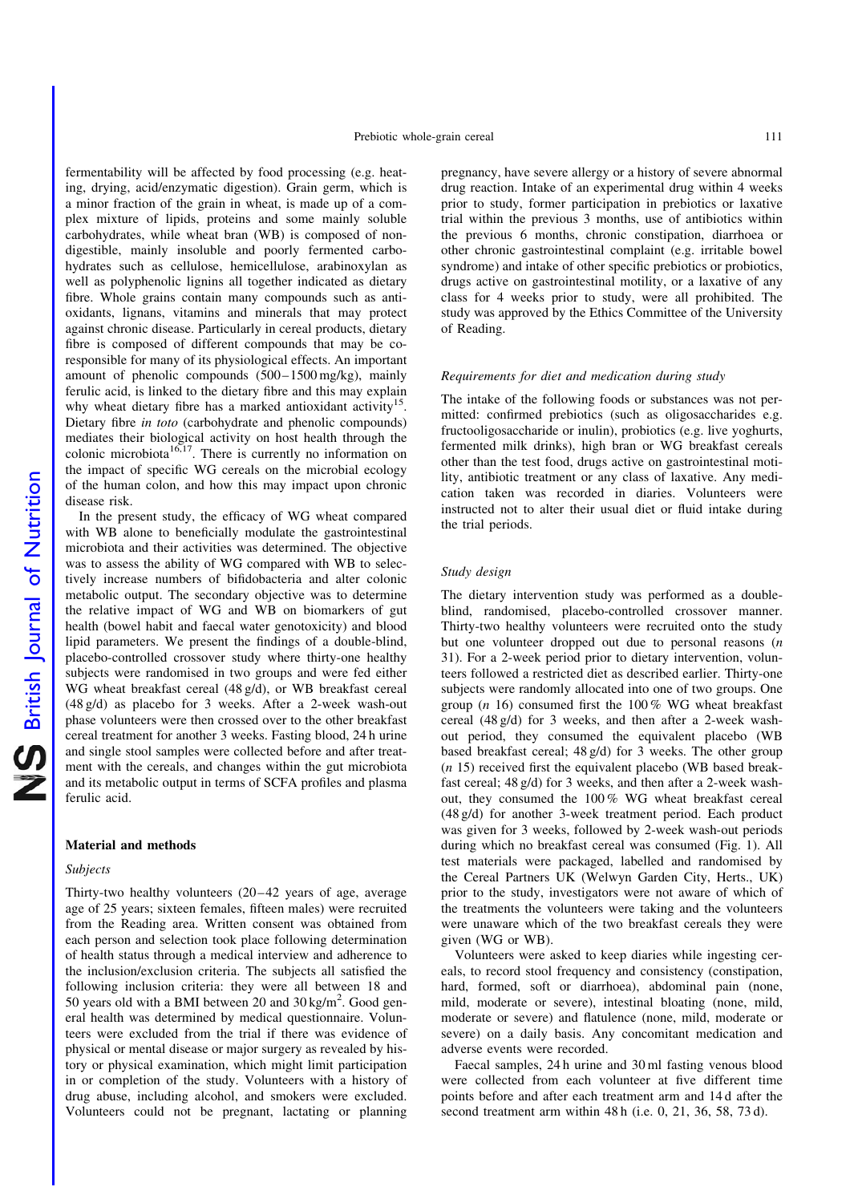fermentability will be affected by food processing (e.g. heating, drying, acid/enzymatic digestion). Grain germ, which is a minor fraction of the grain in wheat, is made up of a complex mixture of lipids, proteins and some mainly soluble carbohydrates, while wheat bran (WB) is composed of non-digestible, mainly insoluble and poorly fermented carbohydrates such as cellulose, hemicellulose, arabinoxylan as well as polyphenolic lignins all together indicated as dietary fibre. Whole grains contain many compounds such as antioxidants, lignans, vitamins and minerals that may protect against chronic disease. Particularly in cereal products, dietary fibre is composed of different compounds that may be co-responsible for many of its physiological effects. An important amount of phenolic compounds (500–1500 mg/kg), mainly ferulic acid, is linked to the dietary fibre and this may explain why wheat dietary fibre has a marked antioxidant activity[15]. Dietary fibre *in toto* (carbohydrate and phenolic compounds) mediates their biological activity on host health through the colonic microbiota[16,17]. There is currently no information on the impact of specific WG cereals on the microbial ecology of the human colon, and how this may impact upon chronic disease risk.

In the present study, the efficacy of WG wheat compared with WB alone to beneficially modulate the gastrointestinal microbiota and their activities was determined. The objective was to assess the ability of WG compared with WB to selectively increase numbers of bifidobacteria and alter colonic metabolic output. The secondary objective was to determine the relative impact of WG and WB on biomarkers of gut health (bowel habit and faecal water genotoxicity) and blood lipid parameters. We present the findings of a double-blind, placebo-controlled crossover study where thirty-one healthy subjects were randomised in two groups and were fed either WG wheat breakfast cereal (48 g/d), or WB breakfast cereal (48 g/d) as placebo for 3 weeks. After a 2-week wash-out phase volunteers were then crossed over to the other breakfast cereal treatment for another 3 weeks. Fasting blood, 24 h urine and single stool samples were collected before and after treatment with the cereals, and changes within the gut microbiota and its metabolic output in terms of SCFA profiles and plasma ferulic acid.

## Material and methods

### Subjects

Thirty-two healthy volunteers (20–42 years of age, average age of 25 years; sixteen females, fifteen males) were recruited from the Reading area. Written consent was obtained from each person and selection took place following determination of health status through a medical interview and adherence to the inclusion/exclusion criteria. The subjects all satisfied the following inclusion criteria: they were all between 18 and 50 years old with a BMI between 20 and 30 kg/m$^2$. Good general health was determined by medical questionnaire. Volunteers were excluded from the trial if there was evidence of physical or mental disease or major surgery as revealed by history or physical examination, which might limit participation in or completion of the study. Volunteers with a history of drug abuse, including alcohol, and smokers were excluded. Volunteers could not be pregnant, lactating or planning pregnancy, have severe allergy or a history of severe abnormal drug reaction. Intake of an experimental drug within 4 weeks prior to study, former participation in prebiotics or laxative trial within the previous 3 months, use of antibiotics within the previous 6 months, chronic constipation, diarrhoea or other chronic gastrointestinal complaint (e.g. irritable bowel syndrome) and intake of other specific prebiotics or probiotics, drugs active on gastrointestinal motility, or a laxative of any class for 4 weeks prior to study, were all prohibited. The study was approved by the Ethics Committee of the University of Reading.

### Requirements for diet and medication during study

The intake of the following foods or substances was not permitted: confirmed prebiotics (such as oligosaccharides e.g. fructooligosaccharide or inulin), probiotics (e.g. live yoghurts, fermented milk drinks), high bran or WG breakfast cereals other than the test food, drugs active on gastrointestinal motility, antibiotic treatment or any class of laxative. Any medication taken was recorded in diaries. Volunteers were instructed not to alter their usual diet or fluid intake during the trial periods.

### Study design

The dietary intervention study was performed as a double-blind, randomised, placebo-controlled crossover manner. Thirty-two healthy volunteers were recruited onto the study but one volunteer dropped out due to personal reasons (*n* 31). For a 2-week period prior to dietary intervention, volunteers followed a restricted diet as described earlier. Thirty-one subjects were randomly allocated into one of two groups. One group (*n* 16) consumed first the 100 % WG wheat breakfast cereal (48 g/d) for 3 weeks, and then after a 2-week wash-out period, they consumed the equivalent placebo (WB based breakfast cereal; 48 g/d) for 3 weeks. The other group (*n* 15) received first the equivalent placebo (WB based breakfast cereal; 48 g/d) for 3 weeks, and then after a 2-week wash-out, they consumed the 100 % WG wheat breakfast cereal (48 g/d) for another 3-week treatment period. Each product was given for 3 weeks, followed by 2-week wash-out periods during which no breakfast cereal was consumed (Fig. 1). All test materials were packaged, labelled and randomised by the Cereal Partners UK (Welwyn Garden City, Herts., UK) prior to the study, investigators were not aware of which of the treatments the volunteers were taking and the volunteers were unaware which of the two breakfast cereals they were given (WG or WB).

Volunteers were asked to keep diaries while ingesting cereals, to record stool frequency and consistency (constipation, hard, formed, soft or diarrhoea), abdominal pain (none, mild, moderate or severe), intestinal bloating (none, mild, moderate or severe) and flatulence (none, mild, moderate or severe) on a daily basis. Any concomitant medication and adverse events were recorded.

Faecal samples, 24 h urine and 30 ml fasting venous blood were collected from each volunteer at five different time points before and after each treatment arm and 14 d after the second treatment arm within 48 h (i.e. 0, 21, 36, 58, 73 d).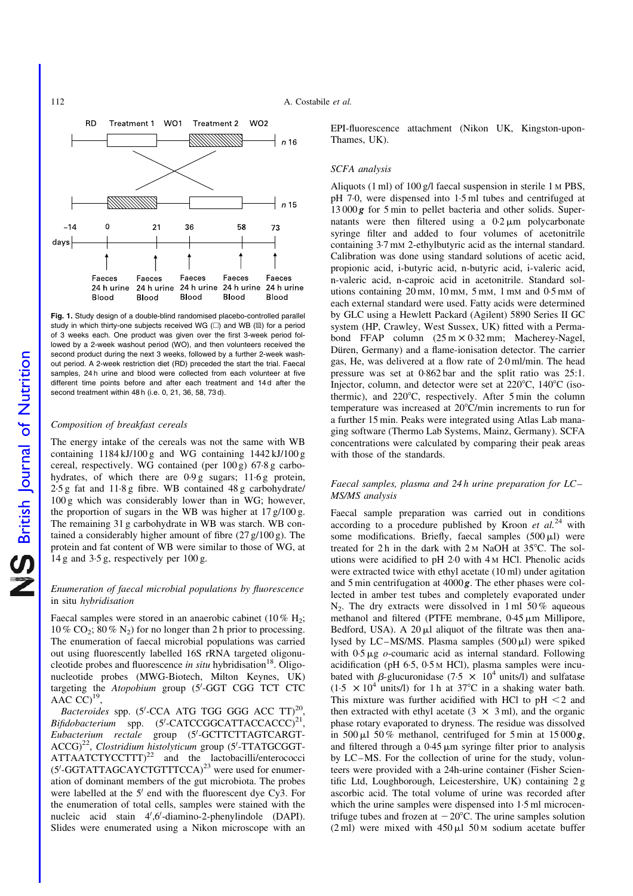Fig. 1. Study design of a double-blind randomised placebo-controlled parallel study in which thirty-one subjects received WG (□) and WB (▨) for a period of 3 weeks each. One product was given over the first 3-week period followed by a 2-week washout period (WO), and then volunteers received the second product during the next 3 weeks, followed by a further 2-week washout period. A 2-week restriction diet (RD) preceded the start the trial. Faecal samples, 24 h urine and blood were collected from each volunteer at five different time points before and after each treatment and 14 d after the second treatment within 48 h (i.e. 0, 21, 36, 58, 73 d).

### Composition of breakfast cereals

The energy intake of the cereals was not the same with WB containing 1184 kJ/100 g and WG containing 1442 kJ/100 g cereal, respectively. WG contained (per 100 g) 67·8 g carbohydrates, of which there are 0·9 g sugars; 11·6 g protein, 2·5 g fat and 11·8 g fibre. WB contained 48 g carbohydrate/100 g which was considerably lower than in WG; however, the proportion of sugars in the WB was higher at 17 g/100 g. The remaining 31 g carbohydrate in WB was starch. WB contained a considerably higher amount of fibre (27 g/100 g). The protein and fat content of WB were similar to those of WG, at 14 g and 3·5 g, respectively per 100 g.

### Enumeration of faecal microbial populations by fluorescence in situ *hybridisation*

Faecal samples were stored in an anaerobic cabinet (10 % $H_2$; 10 % $CO_2$; 80 % $N_2$) for no longer than 2 h prior to processing. The enumeration of faecal microbial populations was carried out using fluorescently labelled 16S rRNA targeted oligonucleotide probes and fluorescence *in situ* hybridisation[18]. Oligonucleotide probes (MWG-Biotech, Milton Keynes, UK) targeting the *Atopobium* group (5′-GGT CGG TCT CTC AAC CC)[19], *Bacteroides* spp. (5′-CCA ATG TGG GGG ACC TT)[20], *Bifidobacterium* spp. (5′-CATCCGGCATTACCACCC)[21], *Eubacterium rectale* group (5′-GCTTCTTAGTCARGTACCG)[22], *Clostridium histolyticum* group (5′-TTATGCGGTATTAATCTYCCTTT)[22] and the lactobacilli/enterococci (5′-GGTATTAGCAYCTGTTTCCA)[23] were used for enumeration of dominant members of the gut microbiota. The probes were labelled at the 5′ end with the fluorescent dye Cy3. For the enumeration of total cells, samples were stained with the nucleic acid stain 4′,6′-diamino-2-phenylindole (DAPI). Slides were enumerated using a Nikon microscope with an EPI-fluorescence attachment (Nikon UK, Kingston-upon-Thames, UK).

### SCFA analysis

Aliquots (1 ml) of 100 g/l faecal suspension in sterile 1 M PBS, pH 7·0, were dispensed into 1·5 ml tubes and centrifuged at 13 000 ***g*** for 5 min to pellet bacteria and other solids. Supernatants were then filtered using a 0·2 μm polycarbonate syringe filter and added to four volumes of acetonitrile containing 3·7 mM 2-ethylbutyric acid as the internal standard. Calibration was done using standard solutions of acetic acid, propionic acid, i-butyric acid, n-butyric acid, i-valeric acid, n-valeric acid, n-caproic acid in acetonitrile. Standard solutions containing 20 mM, 10 mM, 5 mM, 1 mM and 0·5 mM of each external standard were used. Fatty acids were determined by GLC using a Hewlett Packard (Agilent) 5890 Series II GC system (HP, Crawley, West Sussex, UK) fitted with a Permabond FFAP column (25 m × 0·32 mm; Macherey-Nagel, Düren, Germany) and a flame-ionisation detector. The carrier gas, He, was delivered at a flow rate of 2·0 ml/min. The head pressure was set at 0·862 bar and the split ratio was 25:1. Injector, column, and detector were set at 220°C, 140°C (isothermic), and 220°C, respectively. After 5 min the column temperature was increased at 20°C/min increments to run for a further 15 min. Peaks were integrated using Atlas Lab managing software (Thermo Lab Systems, Mainz, Germany). SCFA concentrations were calculated by comparing their peak areas with those of the standards.

### Faecal samples, plasma and 24 h urine preparation for LC–MS/MS analysis

Faecal sample preparation was carried out in conditions according to a procedure published by Kroon *et al.*[24] with some modifications. Briefly, faecal samples (500 μl) were treated for 2 h in the dark with 2 M NaOH at 35°C. The solutions were acidified to pH 2·0 with 4 M HCl. Phenolic acids were extracted twice with ethyl acetate (10 ml) under agitation and 5 min centrifugation at 4000 ***g***. The ether phases were collected in amber test tubes and completely evaporated under $N_2$. The dry extracts were dissolved in 1 ml 50 % aqueous methanol and filtered (PTFE membrane, 0·45 μm Millipore, Bedford, USA). A 20 μl aliquot of the filtrate was then analysed by LC–MS/MS. Plasma samples (500 μl) were spiked with 0·5 μg *o*-coumaric acid as internal standard. Following acidification (pH 6·5, 0·5 M HCl), plasma samples were incubated with β-glucuronidase (7·5 × $10^4$ units/l) and sulfatase (1·5 × $10^4$ units/l) for 1 h at 37°C in a shaking water bath. This mixture was further acidified with HCl to pH < 2 and then extracted with ethyl acetate (3 × 3 ml), and the organic phase rotary evaporated to dryness. The residue was dissolved in 500 μl 50 % methanol, centrifuged for 5 min at 15 000 ***g***, and filtered through a 0·45 μm syringe filter prior to analysis by LC–MS. For the collection of urine for the study, volunteers were provided with a 24h-urine container (Fisher Scientific Ltd, Loughborough, Leicestershire, UK) containing 2 g ascorbic acid. The total volume of urine was recorded after which the urine samples were dispensed into 1·5 ml microcentrifuge tubes and frozen at −20°C. The urine samples solution (2 ml) were mixed with 450 μl 50 M sodium acetate buffer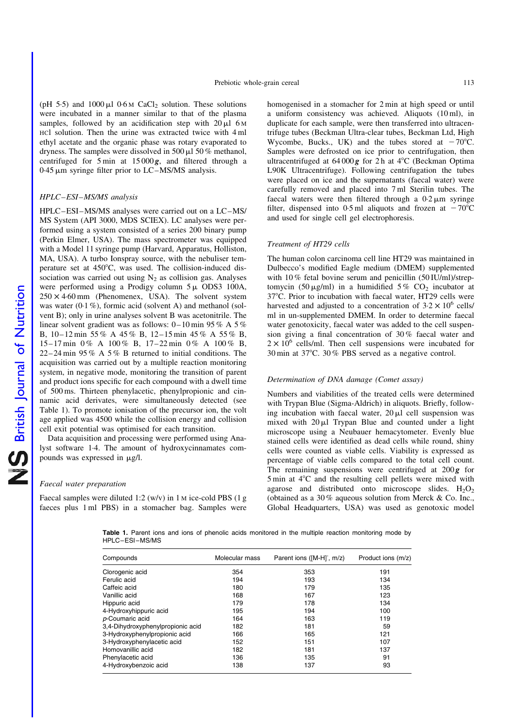(pH 5·5) and 1000 µl 0·6 M $CaCl_2$ solution. These solutions were incubated in a manner similar to that of the plasma samples, followed by an acidification step with 20 µl 6 M HCl solution. Then the urine was extracted twice with 4 ml ethyl acetate and the organic phase was rotary evaporated to dryness. The samples were dissolved in 500 µl 50 % methanol, centrifuged for 5 min at 15 000 ***g***, and filtered through a 0·45 µm syringe filter prior to LC–MS/MS analysis.

### *HPLC–ESI–MS/MS analysis*

HPLC–ESI–MS/MS analyses were carried out on a LC–MS/MS System (API 3000, MDS SCIEX). LC analyses were performed using a system consisted of a series 200 binary pump (Perkin Elmer, USA). The mass spectrometer was equipped with a Model 11 syringe pump (Harvard, Apparatus, Holliston, MA, USA). A turbo Ionspray source, with the nebuliser temperature set at 450°C, was used. The collision-induced dissociation was carried out using $N_2$ as collision gas. Analyses were performed using a Prodigy column 5 µ ODS3 100A, 250 × 4·60 mm (Phenomenex, USA). The solvent system was water (0·1 %), formic acid (solvent A) and methanol (solvent B); only in urine analyses solvent B was acetonitrile. The linear solvent gradient was as follows: 0–10 min 95 % A 5 % B, 10–12 min 55 % A 45 % B, 12–15 min 45 % A 55 % B, 15–17 min 0 % A 100 % B, 17–22 min 0 % A 100 % B, 22–24 min 95 % A 5 % B returned to initial conditions. The acquisition was carried out by a multiple reaction monitoring system, in negative mode, monitoring the transition of parent and product ions specific for each compound with a dwell time of 500 ms. Thirteen phenylacetic, phenylpropionic and cinnamic acid derivates, were simultaneously detected (see Table 1). To promote ionisation of the precursor ion, the volt age applied was 4500 while the collision energy and collision cell exit potential was optimised for each transition.

Data acquisition and processing were performed using Analyst software 1·4. The amount of hydroxycinnamates compounds was expressed in µg/l.

### *Faecal water preparation*

Faecal samples were diluted 1:2 (w/v) in 1 M ice-cold PBS (1 g faeces plus 1 ml PBS) in a stomacher bag. Samples were homogenised in a stomacher for 2 min at high speed or until a uniform consistency was achieved. Aliquots (10 ml), in duplicate for each sample, were then transferred into ultracentrifuge tubes (Beckman Ultra-clear tubes, Beckman Ltd, High Wycombe, Bucks., UK) and the tubes stored at −70°C. Samples were defrosted on ice prior to centrifugation, then ultracentrifuged at 64 000 ***g*** for 2 h at 4°C (Beckman Optima L90K Ultracentrifuge). Following centrifugation the tubes were placed on ice and the supernatants (faecal water) were carefully removed and placed into 7 ml Sterilin tubes. The faecal waters were then filtered through a 0·2 µm syringe filter, dispensed into 0·5 ml aliquots and frozen at −70°C and used for single cell gel electrophoresis.

### *Treatment of HT29 cells*

The human colon carcinoma cell line HT29 was maintained in Dulbecco's modified Eagle medium (DMEM) supplemented with 10 % fetal bovine serum and penicillin (50 IU/ml)/streptomycin (50 µg/ml) in a humidified 5 % $CO_2$ incubator at 37°C. Prior to incubation with faecal water, HT29 cells were harvested and adjusted to a concentration of $3{\cdot}2 \times 10^6$ cells/ml in un-supplemented DMEM. In order to determine faecal water genotoxicity, faecal water was added to the cell suspension giving a final concentration of 30 % faecal water and $2 \times 10^6$ cells/ml. Then cell suspensions were incubated for 30 min at 37°C. 30 % PBS served as a negative control.

### *Determination of DNA damage (Comet assay)*

Numbers and viabilities of the treated cells were determined with Trypan Blue (Sigma-Aldrich) in aliquots. Briefly, following incubation with faecal water, 20 µl cell suspension was mixed with 20 µl Trypan Blue and counted under a light microscope using a Neubauer hemacytometer. Evenly blue stained cells were identified as dead cells while round, shiny cells were counted as viable cells. Viability is expressed as percentage of viable cells compared to the total cell count. The remaining suspensions were centrifuged at 200 ***g*** for 5 min at 4°C and the resulting cell pellets were mixed with agarose and distributed onto microscope slides. $H_2O_2$ (obtained as a 30 % aqueous solution from Merck & Co. Inc., Global Headquarters, USA) was used as genotoxic model

**Table 1.** Parent ions and ions of phenolic acids monitored in the multiple reaction monitoring mode by HPLC–ESI–MS/MS

| Compounds | Molecular mass | Parent ions ([M-H]⁻, m/z) | Product ions (m/z) |
|---|---|---|---|
| Clorogenic acid | 354 | 353 | 191 |
| Ferulic acid | 194 | 193 | 134 |
| Caffeic acid | 180 | 179 | 135 |
| Vanillic acid | 168 | 167 | 123 |
| Hippuric acid | 179 | 178 | 134 |
| 4-Hydroxyhippuric acid | 195 | 194 | 100 |
| *p*-Coumaric acid | 164 | 163 | 119 |
| 3,4-Dihydroxyphenylpropionic acid | 182 | 181 | 59 |
| 3-Hydroxyphenylpropionic acid | 166 | 165 | 121 |
| 3-Hydroxyphenylacetic acid | 152 | 151 | 107 |
| Homovanillic acid | 182 | 181 | 137 |
| Phenylacetic acid | 136 | 135 | 91 |
| 4-Hydroxybenzoic acid | 138 | 137 | 93 |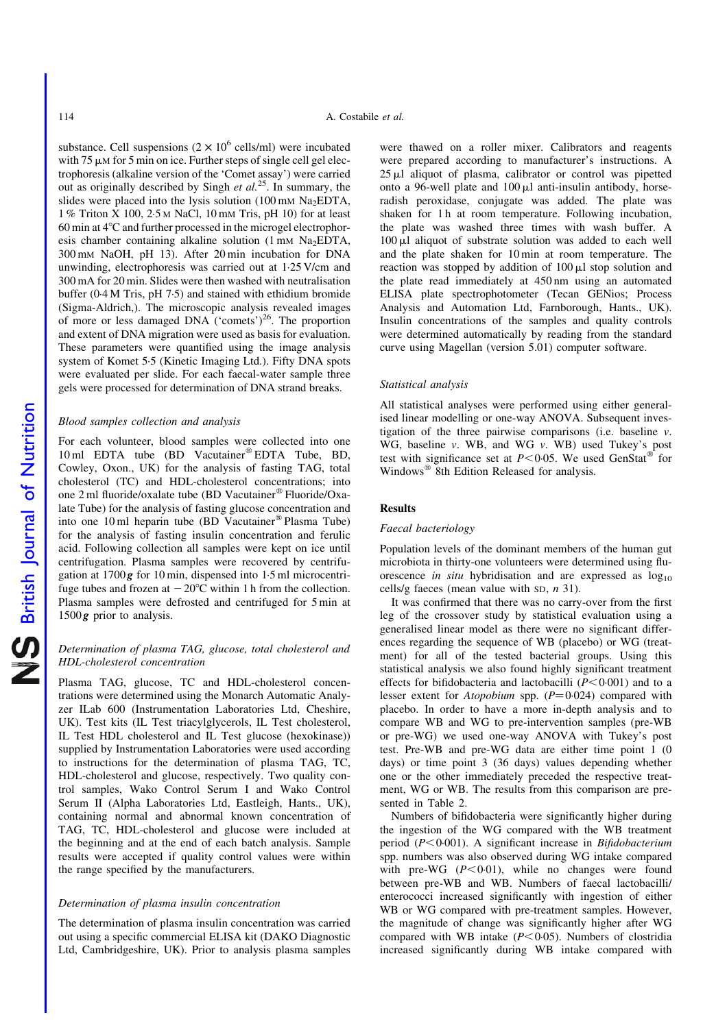substance. Cell suspensions ($2 \times 10^6$ cells/ml) were incubated with 75 μM for 5 min on ice. Further steps of single cell gel electrophoresis (alkaline version of the 'Comet assay') were carried out as originally described by Singh *et al.*[25]. In summary, the slides were placed into the lysis solution (100 mM $Na_2EDTA$, 1 % Triton X 100, 2·5 M NaCl, 10 mM Tris, pH 10) for at least 60 min at 4°C and further processed in the microgel electrophoresis chamber containing alkaline solution (1 mM $Na_2EDTA$, 300 mM NaOH, pH 13). After 20 min incubation for DNA unwinding, electrophoresis was carried out at 1·25 V/cm and 300 mA for 20 min. Slides were then washed with neutralisation buffer (0·4 M Tris, pH 7·5) and stained with ethidium bromide (Sigma-Aldrich,). The microscopic analysis revealed images of more or less damaged DNA ('comets')[26]. The proportion and extent of DNA migration were used as basis for evaluation. These parameters were quantified using the image analysis system of Komet 5·5 (Kinetic Imaging Ltd.). Fifty DNA spots were evaluated per slide. For each faecal-water sample three gels were processed for determination of DNA strand breaks.

### *Blood samples collection and analysis*

For each volunteer, blood samples were collected into one 10 ml EDTA tube (BD Vacutainer® EDTA Tube, BD, Cowley, Oxon., UK) for the analysis of fasting TAG, total cholesterol (TC) and HDL-cholesterol concentrations; into one 2 ml fluoride/oxalate tube (BD Vacutainer® Fluoride/Oxalate Tube) for the analysis of fasting glucose concentration and into one 10 ml heparin tube (BD Vacutainer® Plasma Tube) for the analysis of fasting insulin concentration and ferulic acid. Following collection all samples were kept on ice until centrifugation. Plasma samples were recovered by centrifugation at 1700 ***g*** for 10 min, dispensed into 1·5 ml microcentrifuge tubes and frozen at −20°C within 1 h from the collection. Plasma samples were defrosted and centrifuged for 5 min at 1500 ***g*** prior to analysis.

### *Determination of plasma TAG, glucose, total cholesterol and HDL-cholesterol concentration*

Plasma TAG, glucose, TC and HDL-cholesterol concentrations were determined using the Monarch Automatic Analyzer ILab 600 (Instrumentation Laboratories Ltd, Cheshire, UK). Test kits (IL Test triacylglycerols, IL Test cholesterol, IL Test HDL cholesterol and IL Test glucose (hexokinase)) supplied by Instrumentation Laboratories were used according to instructions for the determination of plasma TAG, TC, HDL-cholesterol and glucose, respectively. Two quality control samples, Wako Control Serum I and Wako Control Serum II (Alpha Laboratories Ltd, Eastleigh, Hants., UK), containing normal and abnormal known concentration of TAG, TC, HDL-cholesterol and glucose were included at the beginning and at the end of each batch analysis. Sample results were accepted if quality control values were within the range specified by the manufacturers.

### *Determination of plasma insulin concentration*

The determination of plasma insulin concentration was carried out using a specific commercial ELISA kit (DAKO Diagnostic Ltd, Cambridgeshire, UK). Prior to analysis plasma samples were thawed on a roller mixer. Calibrators and reagents were prepared according to manufacturer's instructions. A 25 μl aliquot of plasma, calibrator or control was pipetted onto a 96-well plate and 100 μl anti-insulin antibody, horseradish peroxidase, conjugate was added. The plate was shaken for 1 h at room temperature. Following incubation, the plate was washed three times with wash buffer. A 100 μl aliquot of substrate solution was added to each well and the plate shaken for 10 min at room temperature. The reaction was stopped by addition of 100 μl stop solution and the plate read immediately at 450 nm using an automated ELISA plate spectrophotometer (Tecan GENios; Process Analysis and Automation Ltd, Farnborough, Hants., UK). Insulin concentrations of the samples and quality controls were determined automatically by reading from the standard curve using Magellan (version 5.01) computer software.

### *Statistical analysis*

All statistical analyses were performed using either generalised linear modelling or one-way ANOVA. Subsequent investigation of the three pairwise comparisons (i.e. baseline *v.* WG, baseline *v.* WB, and WG *v.* WB) used Tukey's post test with significance set at $P < 0·05$. We used GenStat® for Windows® 8th Edition Released for analysis.

## Results

### *Faecal bacteriology*

Population levels of the dominant members of the human gut microbiota in thirty-one volunteers were determined using fluorescence *in situ* hybridisation and are expressed as $\log_{10}$ cells/g faeces (mean value with SD, *n* 31).

It was confirmed that there was no carry-over from the first leg of the crossover study by statistical evaluation using a generalised linear model as there were no significant differences regarding the sequence of WB (placebo) or WG (treatment) for all of the tested bacterial groups. Using this statistical analysis we also found highly significant treatment effects for bifidobacteria and lactobacilli ($P < 0·001$) and to a lesser extent for *Atopobium* spp. ($P = 0·024$) compared with placebo. In order to have a more in-depth analysis and to compare WB and WG to pre-intervention samples (pre-WB or pre-WG) we used one-way ANOVA with Tukey's post test. Pre-WB and pre-WG data are either time point 1 (0 days) or time point 3 (36 days) values depending whether one or the other immediately preceded the respective treatment, WG or WB. The results from this comparison are presented in Table 2.

Numbers of bifidobacteria were significantly higher during the ingestion of the WG compared with the WB treatment period ($P < 0·001$). A significant increase in *Bifidobacterium* spp. numbers was also observed during WG intake compared with pre-WG ($P < 0·01$), while no changes were found between pre-WB and WB. Numbers of faecal lactobacilli/enterococci increased significantly with ingestion of either WB or WG compared with pre-treatment samples. However, the magnitude of change was significantly higher after WG compared with WB intake ($P < 0·05$). Numbers of clostridia increased significantly during WB intake compared with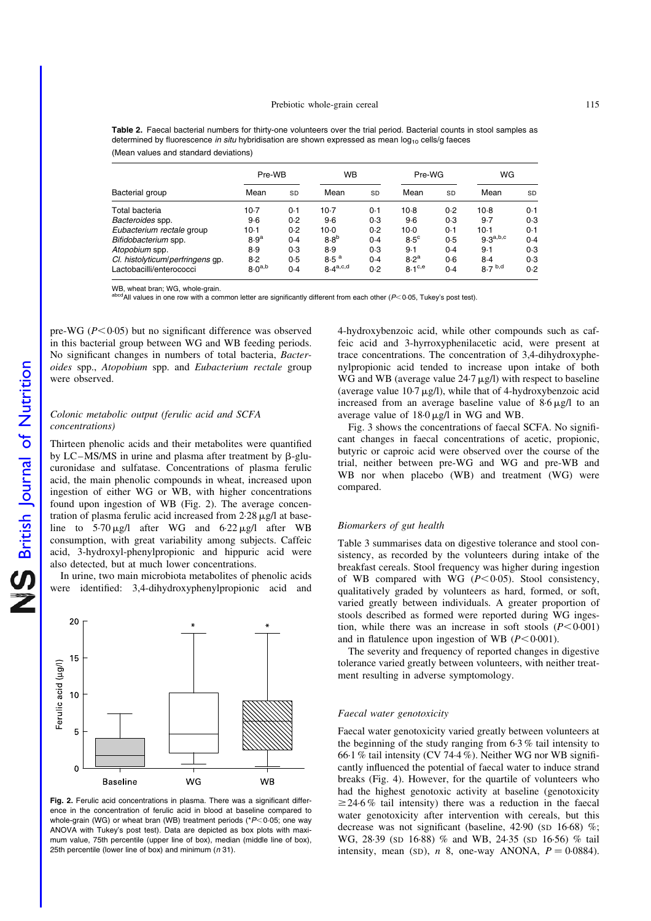**Table 2.** Faecal bacterial numbers for thirty-one volunteers over the trial period. Bacterial counts in stool samples as determined by fluorescence *in situ* hybridisation are shown expressed as mean $\log_{10}$ cells/g faeces

(Mean values and standard deviations)

| | Pre-WB | | WB | | Pre-WG | | WG | |
|---|---|---|---|---|---|---|---|---|
| Bacterial group | Mean | SD | Mean | SD | Mean | SD | Mean | SD |
| Total bacteria | 10·7 | 0·1 | 10·7 | 0·1 | 10·8 | 0·2 | 10·8 | 0·1 |
| *Bacteroides* spp. | 9·6 | 0·2 | 9·6 | 0·3 | 9·6 | 0·3 | 9·7 | 0·3 |
| *Eubacterium rectale* group | 10·1 | 0·2 | 10·0 | 0·2 | 10·0 | 0·1 | 10·1 | 0·1 |
| *Bifidobacterium* spp. | 8·9[a] | 0·4 | 8·8[b] | 0·4 | 8·5[c] | 0·5 | 9·3[a,b,c] | 0·4 |
| *Atopobium* spp. | 8·9 | 0·3 | 8·9 | 0·3 | 9·1 | 0·4 | 9·1 | 0·3 |
| *Cl. histolyticum/perfringens* gp. | 8·2 | 0·5 | 8·5[a] | 0·4 | 8·2[a] | 0·6 | 8·4 | 0·3 |
| Lactobacilli/enterococci | 8·0[a,b] | 0·4 | 8·4[a,c,d] | 0·2 | 8·1[c,e] | 0·4 | 8·7[b,d] | 0·2 |

WB, wheat bran; WG, whole-grain.

[abcd]All values in one row with a common letter are significantly different from each other ($P<0·05$, Tukey's post test).

pre-WG ($P<0·05$) but no significant difference was observed in this bacterial group between WG and WB feeding periods. No significant changes in numbers of total bacteria, *Bacteroides* spp., *Atopobium* spp. and *Eubacterium rectale* group were observed.

### *Colonic metabolic output (ferulic acid and SCFA concentrations)*

Thirteen phenolic acids and their metabolites were quantified by LC–MS/MS in urine and plasma after treatment by β-glucuronidase and sulfatase. Concentrations of plasma ferulic acid, the main phenolic compounds in wheat, increased upon ingestion of either WG or WB, with higher concentrations found upon ingestion of WB (Fig. 2). The average concentration of plasma ferulic acid increased from 2·28 μg/l at baseline to 5·70 μg/l after WG and 6·22 μg/l after WB consumption, with great variability among subjects. Caffeic acid, 3-hydroxyl-phenylpropionic and hippuric acid were also detected, but at much lower concentrations.

In urine, two main microbiota metabolites of phenolic acids were identified: 3,4-dihydroxyphenylpropionic acid and 4-hydroxybenzoic acid, while other compounds such as caffeic acid and 3-hyrroxyphenilacetic acid, were present at trace concentrations. The concentration of 3,4-dihydroxyphenylpropionic acid tended to increase upon intake of both WG and WB (average value 24·7 μg/l) with respect to baseline (average value 10·7 μg/l), while that of 4-hydroxybenzoic acid increased from an average baseline value of 8·6 μg/l to an average value of 18·0 μg/l in WG and WB.

Fig. 3 shows the concentrations of faecal SCFA. No significant changes in faecal concentrations of acetic, propionic, butyric or caproic acid were observed over the course of the trial, neither between pre-WG and WG and pre-WB and WB nor when placebo (WB) and treatment (WG) were compared.

**Fig. 2.** Ferulic acid concentrations in plasma. There was a significant difference in the concentration of ferulic acid in blood at baseline compared to whole-grain (WG) or wheat bran (WB) treatment periods (*$P<0·05$; one way ANOVA with Tukey's post test). Data are depicted as box plots with maximum value, 75th percentile (upper line of box), median (middle line of box), 25th percentile (lower line of box) and minimum (*n* 31).

### *Biomarkers of gut health*

Table 3 summarises data on digestive tolerance and stool consistency, as recorded by the volunteers during intake of the breakfast cereals. Stool frequency was higher during ingestion of WB compared with WG ($P<0·05$). Stool consistency, qualitatively graded by volunteers as hard, formed, or soft, varied greatly between individuals. A greater proportion of stools described as formed were reported during WG ingestion, while there was an increase in soft stools ($P<0·001$) and in flatulence upon ingestion of WB ($P<0·001$).

The severity and frequency of reported changes in digestive tolerance varied greatly between volunteers, with neither treatment resulting in adverse symptomology.

### *Faecal water genotoxicity*

Faecal water genotoxicity varied greatly between volunteers at the beginning of the study ranging from 6·3 % tail intensity to 66·1 % tail intensity (CV 74·4 %). Neither WG nor WB significantly influenced the potential of faecal water to induce strand breaks (Fig. 4). However, for the quartile of volunteers who had the highest genotoxic activity at baseline (genotoxicity ≥24·6 % tail intensity) there was a reduction in the faecal water genotoxicity after intervention with cereals, but this decrease was not significant (baseline, 42·90 (SD 16·68) %; WG, 28·39 (SD 16·88) % and WB, 24·35 (SD 16·56) % tail intensity, mean (SD), *n* 8, one-way ANONA, $P=0·0884$).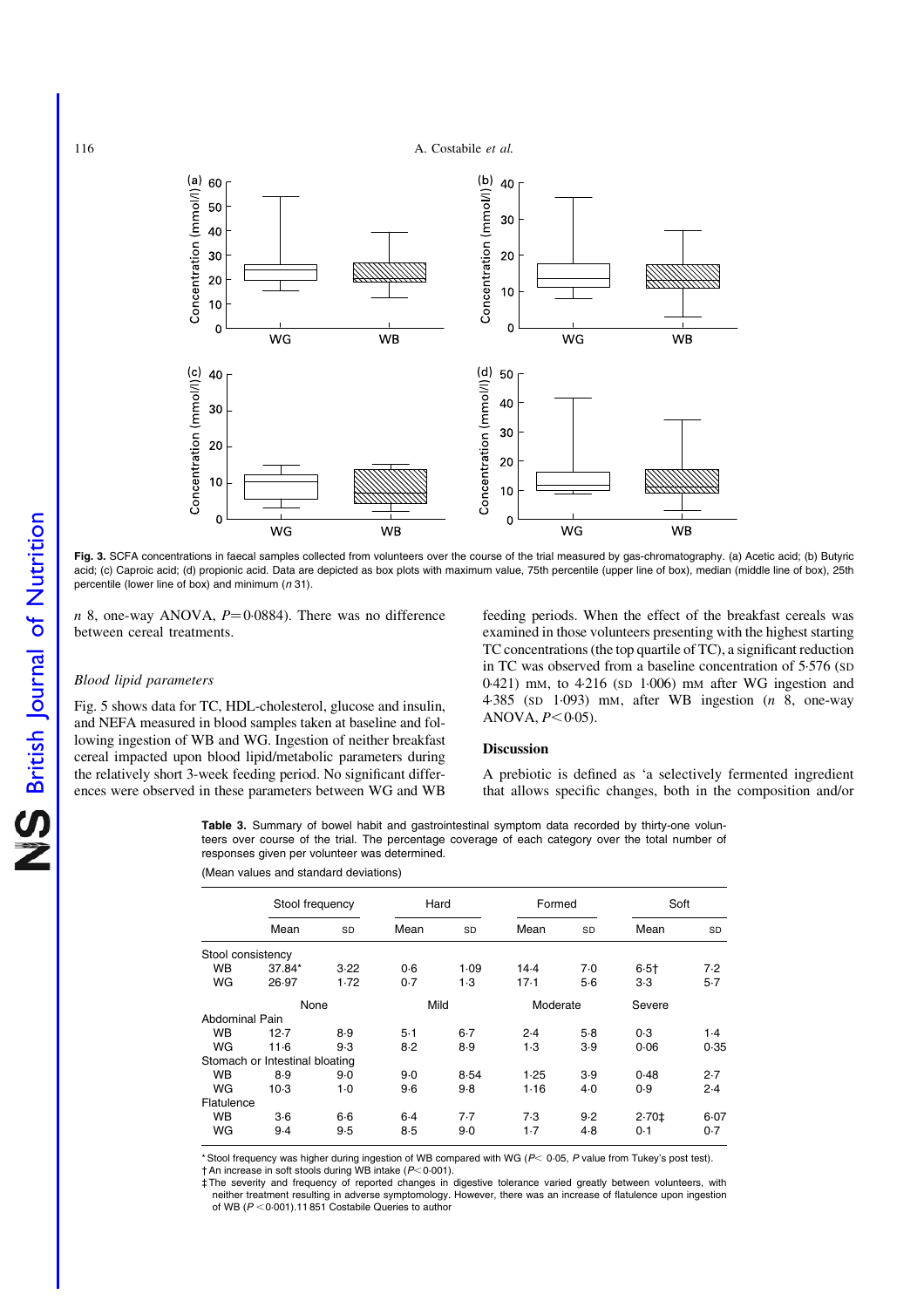Fig. 3. SCFA concentrations in faecal samples collected from volunteers over the course of the trial measured by gas-chromatography. (a) Acetic acid; (b) Butyric acid; (c) Caproic acid; (d) propionic acid. Data are depicted as box plots with maximum value, 75th percentile (upper line of box), median (middle line of box), 25th percentile (lower line of box) and minimum ($n$ 31).

$n$ 8, one-way ANOVA, $P=0.0884$). There was no difference between cereal treatments.

### *Blood lipid parameters*

Fig. 5 shows data for TC, HDL-cholesterol, glucose and insulin, and NEFA measured in blood samples taken at baseline and following ingestion of WB and WG. Ingestion of neither breakfast cereal impacted upon blood lipid/metabolic parameters during the relatively short 3-week feeding period. No significant differences were observed in these parameters between WG and WB feeding periods. When the effect of the breakfast cereals was examined in those volunteers presenting with the highest starting TC concentrations (the top quartile of TC), a significant reduction in TC was observed from a baseline concentration of 5·576 (SD 0·421) mM, to 4·216 (SD 1·006) mM after WG ingestion and 4·385 (SD 1·093) mM, after WB ingestion ($n$ 8, one-way ANOVA, $P<0.05$).

## Discussion

A prebiotic is defined as 'a selectively fermented ingredient that allows specific changes, both in the composition and/or

**Table 3.** Summary of bowel habit and gastrointestinal symptom data recorded by thirty-one volunteers over course of the trial. The percentage coverage of each category over the total number of responses given per volunteer was determined.

(Mean values and standard deviations)

| | Stool frequency | | Hard | | Formed | | Soft | |
|---|---|---|---|---|---|---|---|---|
| | Mean | SD | Mean | SD | Mean | SD | Mean | SD |
| Stool consistency | | | | | | | | |
| WB | 37·84* | 3·22 | 0·6 | 1·09 | 14·4 | 7·0 | 6·5† | 7·2 |
| WG | 26·97 | 1·72 | 0·7 | 1·3 | 17·1 | 5·6 | 3·3 | 5·7 |
| | None | | Mild | | Moderate | | Severe | |
| Abdominal Pain | | | | | | | | |
| WB | 12·7 | 8·9 | 5·1 | 6·7 | 2·4 | 5·8 | 0·3 | 1·4 |
| WG | 11·6 | 9·3 | 8·2 | 8·9 | 1·3 | 3·9 | 0·06 | 0·35 |
| Stomach or Intestinal bloating | | | | | | | | |
| WB | 8·9 | 9·0 | 9·0 | 8·54 | 1·25 | 3·9 | 0·48 | 2·7 |
| WG | 10·3 | 1·0 | 9·6 | 9·8 | 1·16 | 4·0 | 0·9 | 2·4 |
| Flatulence | | | | | | | | |
| WB | 3·6 | 6·6 | 6·4 | 7·7 | 7·3 | 9·2 | 2·70‡ | 6·07 |
| WG | 9·4 | 9·5 | 8·5 | 9·0 | 1·7 | 4·8 | 0·1 | 0·7 |

\* Stool frequency was higher during ingestion of WB compared with WG ($P<0.05$, $P$ value from Tukey's post test).
† An increase in soft stools during WB intake ($P<0.001$).
‡ The severity and frequency of reported changes in digestive tolerance varied greatly between volunteers, with neither treatment resulting in adverse symptomology. However, there was an increase of flatulence upon ingestion of WB ($P<0.001$).11 851 Costabile Queries to author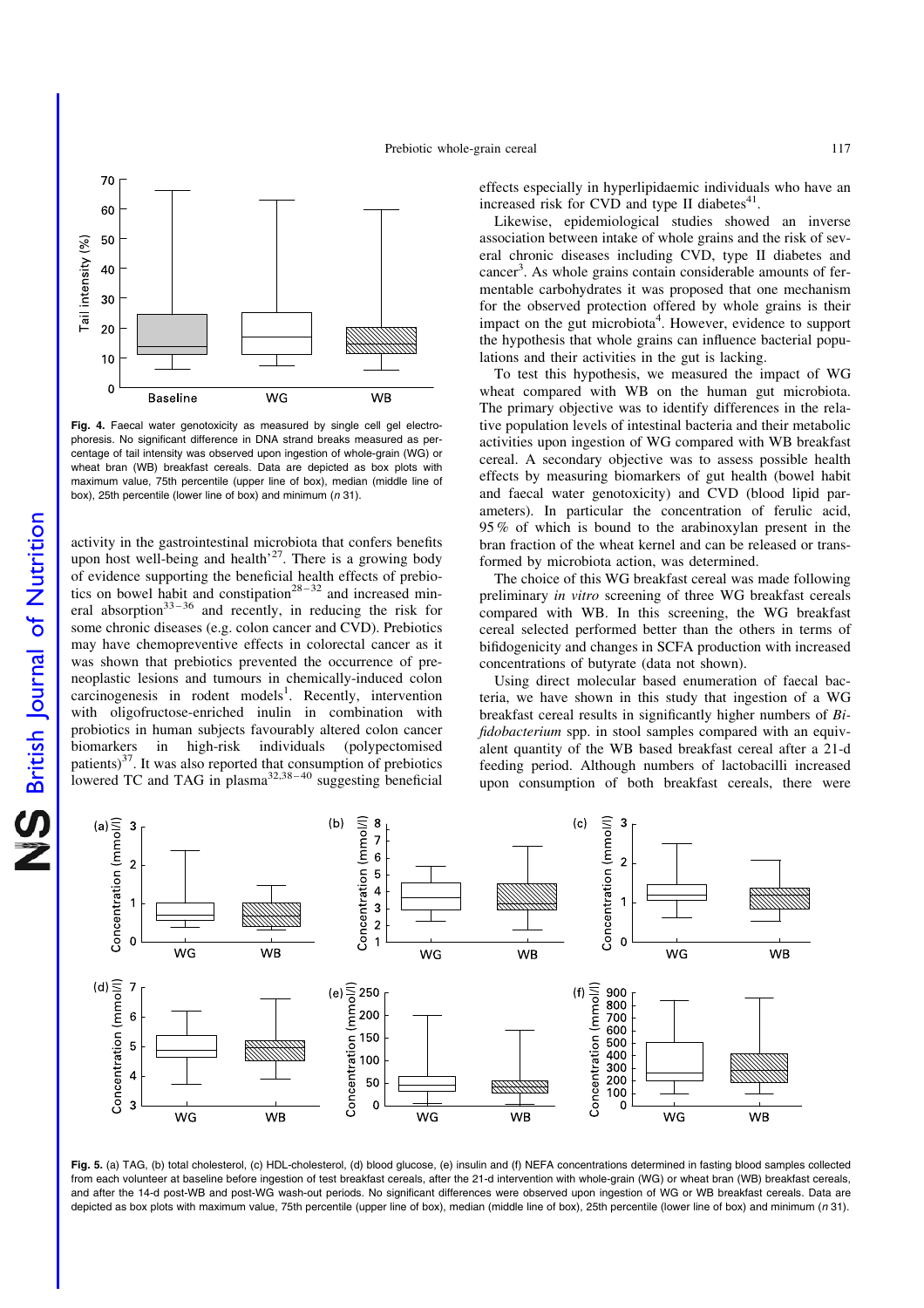Fig. 4. Faecal water genotoxicity as measured by single cell gel electrophoresis. No significant difference in DNA strand breaks measured as percentage of tail intensity was observed upon ingestion of whole-grain (WG) or wheat bran (WB) breakfast cereals. Data are depicted as box plots with maximum value, 75th percentile (upper line of box), median (middle line of box), 25th percentile (lower line of box) and minimum (*n* 31).

activity in the gastrointestinal microbiota that confers benefits upon host well-being and health'[27]. There is a growing body of evidence supporting the beneficial health effects of prebiotics on bowel habit and constipation[28–32] and increased mineral absorption[33–36] and recently, in reducing the risk for some chronic diseases (e.g. colon cancer and CVD). Prebiotics may have chemopreventive effects in colorectal cancer as it was shown that prebiotics prevented the occurrence of preneoplastic lesions and tumours in chemically-induced colon carcinogenesis in rodent models[1]. Recently, intervention with oligofructose-enriched inulin in combination with probiotics in human subjects favourably altered colon cancer biomarkers in high-risk individuals (polypectomised patients)[37]. It was also reported that consumption of prebiotics lowered TC and TAG in plasma[32,38–40] suggesting beneficial effects especially in hyperlipidaemic individuals who have an increased risk for CVD and type II diabetes[41].

Likewise, epidemiological studies showed an inverse association between intake of whole grains and the risk of several chronic diseases including CVD, type II diabetes and cancer[3]. As whole grains contain considerable amounts of fermentable carbohydrates it was proposed that one mechanism for the observed protection offered by whole grains is their impact on the gut microbiota[4]. However, evidence to support the hypothesis that whole grains can influence bacterial populations and their activities in the gut is lacking.

To test this hypothesis, we measured the impact of WG wheat compared with WB on the human gut microbiota. The primary objective was to identify differences in the relative population levels of intestinal bacteria and their metabolic activities upon ingestion of WG compared with WB breakfast cereal. A secondary objective was to assess possible health effects by measuring biomarkers of gut health (bowel habit and faecal water genotoxicity) and CVD (blood lipid parameters). In particular the concentration of ferulic acid, 95 % of which is bound to the arabinoxylan present in the bran fraction of the wheat kernel and can be released or transformed by microbiota action, was determined.

The choice of this WG breakfast cereal was made following preliminary *in vitro* screening of three WG breakfast cereals compared with WB. In this screening, the WG breakfast cereal selected performed better than the others in terms of bifidogenicity and changes in SCFA production with increased concentrations of butyrate (data not shown).

Using direct molecular based enumeration of faecal bacteria, we have shown in this study that ingestion of a WG breakfast cereal results in significantly higher numbers of *Bifidobacterium* spp. in stool samples compared with an equivalent quantity of the WB based breakfast cereal after a 21-d feeding period. Although numbers of lactobacilli increased upon consumption of both breakfast cereals, there were

Fig. 5. (a) TAG, (b) total cholesterol, (c) HDL-cholesterol, (d) blood glucose, (e) insulin and (f) NEFA concentrations determined in fasting blood samples collected from each volunteer at baseline before ingestion of test breakfast cereals, after the 21-d intervention with whole-grain (WG) or wheat bran (WB) breakfast cereals, and after the 14-d post-WB and post-WG wash-out periods. No significant differences were observed upon ingestion of WG or WB breakfast cereals. Data are depicted as box plots with maximum value, 75th percentile (upper line of box), median (middle line of box), 25th percentile (lower line of box) and minimum (*n* 31).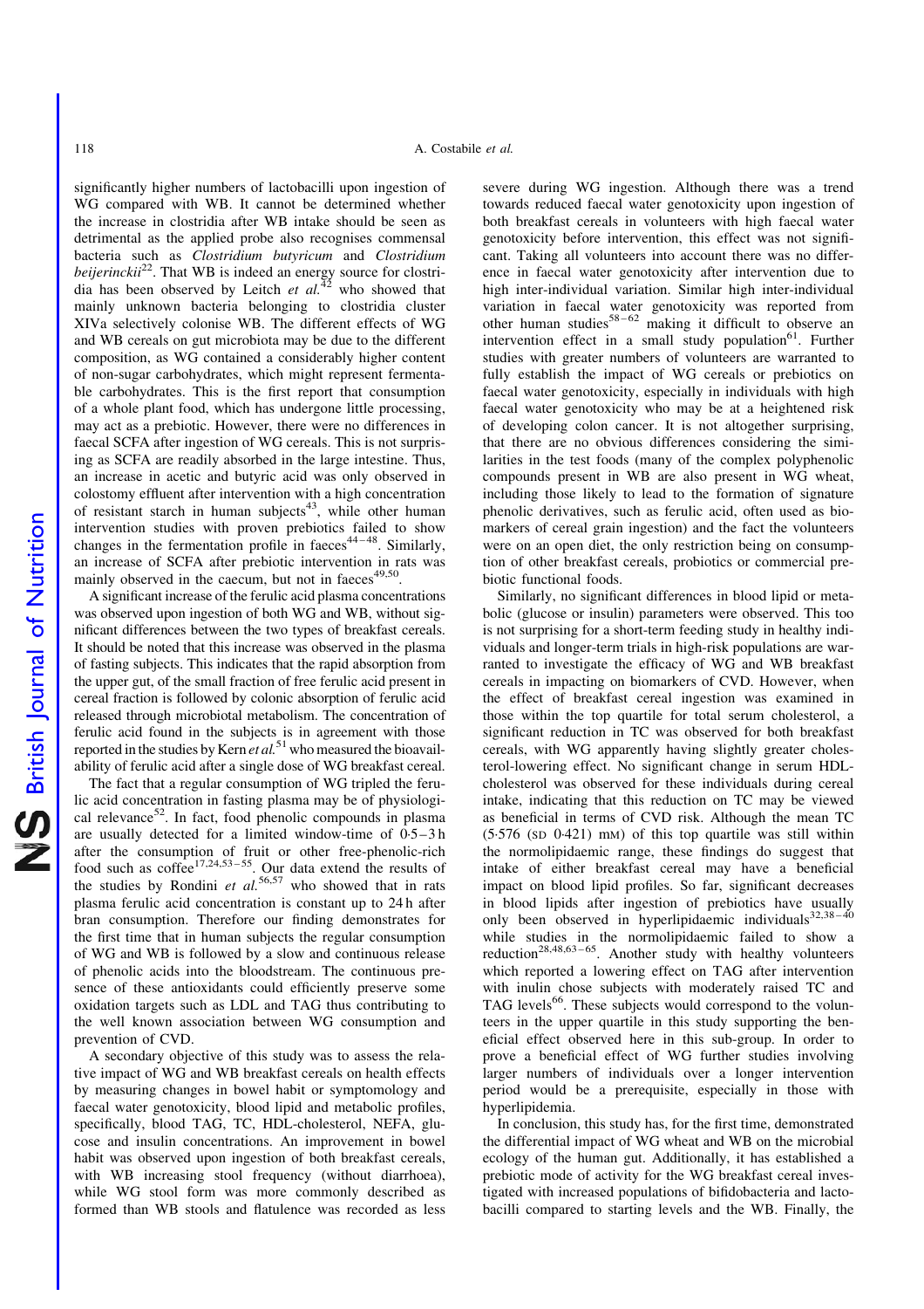significantly higher numbers of lactobacilli upon ingestion of WG compared with WB. It cannot be determined whether the increase in clostridia after WB intake should be seen as detrimental as the applied probe also recognises commensal bacteria such as *Clostridium butyricum* and *Clostridium beijerinckii*[22]. That WB is indeed an energy source for clostridia has been observed by Leitch *et al.*[42] who showed that mainly unknown bacteria belonging to clostridia cluster XIVa selectively colonise WB. The different effects of WG and WB cereals on gut microbiota may be due to the different composition, as WG contained a considerably higher content of non-sugar carbohydrates, which might represent fermentable carbohydrates. This is the first report that consumption of a whole plant food, which has undergone little processing, may act as a prebiotic. However, there were no differences in faecal SCFA after ingestion of WG cereals. This is not surprising as SCFA are readily absorbed in the large intestine. Thus, an increase in acetic and butyric acid was only observed in colostomy effluent after intervention with a high concentration of resistant starch in human subjects[43], while other human intervention studies with proven prebiotics failed to show changes in the fermentation profile in faeces[44–48]. Similarly, an increase of SCFA after prebiotic intervention in rats was mainly observed in the caecum, but not in faeces[49,50].

A significant increase of the ferulic acid plasma concentrations was observed upon ingestion of both WG and WB, without significant differences between the two types of breakfast cereals. It should be noted that this increase was observed in the plasma of fasting subjects. This indicates that the rapid absorption from the upper gut, of the small fraction of free ferulic acid present in cereal fraction is followed by colonic absorption of ferulic acid released through microbiotal metabolism. The concentration of ferulic acid found in the subjects is in agreement with those reported in the studies by Kern *et al.*[51] who measured the bioavailability of ferulic acid after a single dose of WG breakfast cereal.

The fact that a regular consumption of WG tripled the ferulic acid concentration in fasting plasma may be of physiological relevance[52]. In fact, food phenolic compounds in plasma are usually detected for a limited window-time of 0·5–3 h after the consumption of fruit or other free-phenolic-rich food such as coffee[17,24,53–55]. Our data extend the results of the studies by Rondini *et al.*[56,57] who showed that in rats plasma ferulic acid concentration is constant up to 24 h after bran consumption. Therefore our finding demonstrates for the first time that in human subjects the regular consumption of WG and WB is followed by a slow and continuous release of phenolic acids into the bloodstream. The continuous presence of these antioxidants could efficiently preserve some oxidation targets such as LDL and TAG thus contributing to the well known association between WG consumption and prevention of CVD.

A secondary objective of this study was to assess the relative impact of WG and WB breakfast cereals on health effects by measuring changes in bowel habit or symptomology and faecal water genotoxicity, blood lipid and metabolic profiles, specifically, blood TAG, TC, HDL-cholesterol, NEFA, glucose and insulin concentrations. An improvement in bowel habit was observed upon ingestion of both breakfast cereals, with WB increasing stool frequency (without diarrhoea), while WG stool form was more commonly described as formed than WB stools and flatulence was recorded as less severe during WG ingestion. Although there was a trend towards reduced faecal water genotoxicity upon ingestion of both breakfast cereals in volunteers with high faecal water genotoxicity before intervention, this effect was not significant. Taking all volunteers into account there was no difference in faecal water genotoxicity after intervention due to high inter-individual variation. Similar high inter-individual variation in faecal water genotoxicity was reported from other human studies[58–62] making it difficult to observe an intervention effect in a small study population[61]. Further studies with greater numbers of volunteers are warranted to fully establish the impact of WG cereals or prebiotics on faecal water genotoxicity, especially in individuals with high faecal water genotoxicity who may be at a heightened risk of developing colon cancer. It is not altogether surprising, that there are no obvious differences considering the similarities in the test foods (many of the complex polyphenolic compounds present in WB are also present in WG wheat, including those likely to lead to the formation of signature phenolic derivatives, such as ferulic acid, often used as biomarkers of cereal grain ingestion) and the fact the volunteers were on an open diet, the only restriction being on consumption of other breakfast cereals, probiotics or commercial prebiotic functional foods.

Similarly, no significant differences in blood lipid or metabolic (glucose or insulin) parameters were observed. This too is not surprising for a short-term feeding study in healthy individuals and longer-term trials in high-risk populations are warranted to investigate the efficacy of WG and WB breakfast cereals in impacting on biomarkers of CVD. However, when the effect of breakfast cereal ingestion was examined in those within the top quartile for total serum cholesterol, a significant reduction in TC was observed for both breakfast cereals, with WG apparently having slightly greater cholesterol-lowering effect. No significant change in serum HDL-cholesterol was observed for these individuals during cereal intake, indicating that this reduction on TC may be viewed as beneficial in terms of CVD risk. Although the mean TC (5·576 (SD 0·421) mM) of this top quartile was still within the normolipidaemic range, these findings do suggest that intake of either breakfast cereal may have a beneficial impact on blood lipid profiles. So far, significant decreases in blood lipids after ingestion of prebiotics have usually only been observed in hyperlipidaemic individuals[32,38–40] while studies in the normolipidaemic failed to show a reduction[28,48,63–65]. Another study with healthy volunteers which reported a lowering effect on TAG after intervention with inulin chose subjects with moderately raised TC and TAG levels[66]. These subjects would correspond to the volunteers in the upper quartile in this study supporting the beneficial effect observed here in this sub-group. In order to prove a beneficial effect of WG further studies involving larger numbers of individuals over a longer intervention period would be a prerequisite, especially in those with hyperlipidemia.

In conclusion, this study has, for the first time, demonstrated the differential impact of WG wheat and WB on the microbial ecology of the human gut. Additionally, it has established a prebiotic mode of activity for the WG breakfast cereal investigated with increased populations of bifidobacteria and lactobacilli compared to starting levels and the WB. Finally, the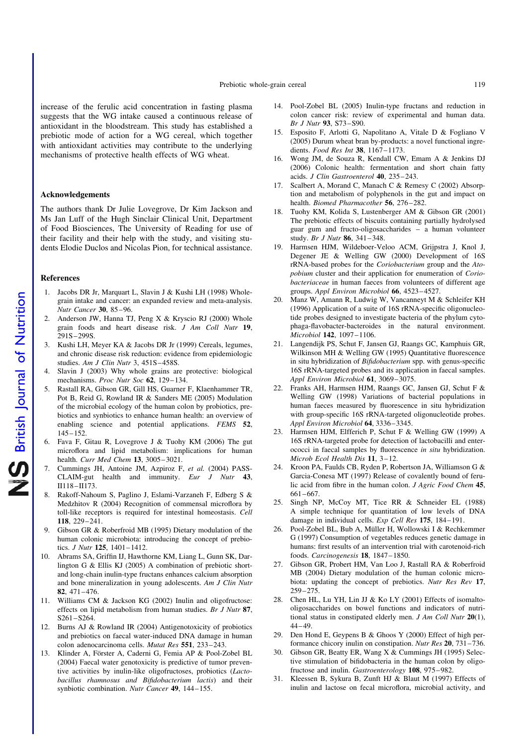increase of the ferulic acid concentration in fasting plasma suggests that the WG intake caused a continuous release of antioxidant in the bloodstream. This study has established a prebiotic mode of action for a WG cereal, which together with antioxidant activities may contribute to the underlying mechanisms of protective health effects of WG wheat.

## Acknowledgements

The authors thank Dr Julie Lovegrove, Dr Kim Jackson and Ms Jan Luff of the Hugh Sinclair Clinical Unit, Department of Food Biosciences, The University of Reading for use of their facility and their help with the study, and visiting students Elodie Duclos and Nicolas Pion, for technical assistance.

## References

1. Jacobs DR Jr, Marquart L, Slavin J & Kushi LH (1998) Whole-grain intake and cancer: an expanded review and meta-analysis. *Nutr Cancer* **30**, 85–96.
2. Anderson JW, Hanna TJ, Peng X & Kryscio RJ (2000) Whole grain foods and heart disease risk. *J Am Coll Nutr* **19**, 291S–299S.
3. Kushi LH, Meyer KA & Jacobs DR Jr (1999) Cereals, legumes, and chronic disease risk reduction: evidence from epidemiologic studies. *Am J Clin Nutr* 3, 451S–458S.
4. Slavin J (2003) Why whole grains are protective: biological mechanisms. *Proc Nutr Soc* **62**, 129–134.
5. Rastall RA, Gibson GR, Gill HS, Guarner F, Klaenhammer TR, Pot B, Reid G, Rowland IR & Sanders ME (2005) Modulation of the microbial ecology of the human colon by probiotics, prebiotics and synbiotics to enhance human health: an overview of enabling science and potential applications. *FEMS* **52**, 145–152.
6. Fava F, Gitau R, Lovegrove J & Tuohy KM (2006) The gut microflora and lipid metabolism: implications for human health. *Curr Med Chem* **13**, 3005–3021.
7. Cummings JH, Antoine JM, Azpiroz F, *et al.* (2004) PASS-CLAIM-gut health and immunity. *Eur J Nutr* **43**, II118–II173.
8. Rakoff-Nahoum S, Paglino J, Eslami-Varzaneh F, Edberg S & Medzhitov R (2004) Recognition of commensal microflora by toll-like receptors is required for intestinal homeostasis. *Cell* **118**, 229–241.
9. Gibson GR & Roberfroid MB (1995) Dietary modulation of the human colonic microbiota: introducing the concept of prebiotics. *J Nutr* **125**, 1401–1412.
10. Abrams SA, Griffin IJ, Hawthorne KM, Liang L, Gunn SK, Darlington G & Ellis KJ (2005) A combination of prebiotic short- and long-chain inulin-type fructans enhances calcium absorption and bone mineralization in young adolescents. *Am J Clin Nutr* **82**, 471–476.
11. Williams CM & Jackson KG (2002) Inulin and oligofructose: effects on lipid metabolism from human studies. *Br J Nutr* **87**, S261–S264.
12. Burns AJ & Rowland IR (2004) Antigenotoxicity of probiotics and prebiotics on faecal water-induced DNA damage in human colon adenocarcinoma cells. *Mutat Res* **551**, 233–243.
13. Klinder A, Förster A, Caderni G, Femia AP & Pool-Zobel BL (2004) Faecal water genotoxicity is predictive of tumor preventive activities by inulin-like oligofructoses, probiotics (*Lactobacillus rhamnosus and Bifidobacterium lactis*) and their synbiotic combination. *Nutr Cancer* **49**, 144–155.
14. Pool-Zobel BL (2005) Inulin-type fructans and reduction in colon cancer risk: review of experimental and human data. *Br J Nutr* **93**, S73–S90.
15. Esposito F, Arlotti G, Napolitano A, Vitale D & Fogliano V (2005) Durum wheat bran by-products: a novel functional ingredients. *Food Res Int* **38**, 1167–1173.
16. Wong JM, de Souza R, Kendall CW, Emam A & Jenkins DJ (2006) Colonic health: fermentation and short chain fatty acids. *J Clin Gastroenterol* **40**, 235–243.
17. Scalbert A, Morand C, Manach C & Remesy C (2002) Absorption and metabolism of polyphenols in the gut and impact on health. *Biomed Pharmacother* **56**, 276–282.
18. Tuohy KM, Kolida S, Lustenberger AM & Gibson GR (2001) The prebiotic effects of biscuits containing partially hydrolysed guar gum and fructo-oligosaccharides – a human volunteer study. *Br J Nutr* **86**, 341–348.
19. Harmsen HJM, Wildeboer-Veloo ACM, Grijpstra J, Knol J, Degener JE & Welling GW (2000) Development of 16S rRNA-based probes for the *Coriobacterium* group and the *Atopobium* cluster and their application for enumeration of *Coriobacteriaceae* in human faeces from volunteers of different age groups. *Appl Environ Microbiol* **66**, 4523–4527.
20. Manz W, Amann R, Ludwig W, Vancanneyt M & Schleifer KH (1996) Application of a suite of 16S rRNA-specific oligonucleotide probes designed to investigate bacteria of the phylum cytophaga-flavobacter-bacteroides in the natural environment. *Microbiol* **142**, 1097–1106.
21. Langendijk PS, Schut F, Jansen GJ, Raangs GC, Kamphuis GR, Wilkinson MH & Welling GW (1995) Quantitative fluorescence in situ hybridization of *Bifidobacterium* spp. with genus-specific 16S rRNA-targeted probes and its application in faecal samples. *Appl Environ Microbiol* **61**, 3069–3075.
22. Franks AH, Harmsen HJM, Raangs GC, Jansen GJ, Schut F & Welling GW (1998) Variations of bacterial populations in human faeces measured by fluorescence in situ hybridization with group-specific 16S rRNA-targeted oligonucleotide probes. *Appl Environ Microbiol* **64**, 3336–3345.
23. Harmsen HJM, Elfferich P, Schut F & Welling GW (1999) A 16S rRNA-targeted probe for detection of lactobacilli and enterococci in faecal samples by fluorescence *in situ* hybridization. *Microb Ecol Health Dis* **11**, 3–12.
24. Kroon PA, Faulds CB, Ryden P, Robertson JA, Williamson G & Garcia-Conesa MT (1997) Release of covalently bound of ferulic acid from fibre in the human colon. *J Agric Food Chem* **45**, 661–667.
25. Singh NP, McCoy MT, Tice RR & Schneider EL (1988) A simple technique for quantitation of low levels of DNA damage in individual cells. *Exp Cell Res* **175**, 184–191.
26. Pool-Zobel BL, Bub A, Müller H, Wollowski I & Rechkemmer G (1997) Consumption of vegetables reduces genetic damage in humans: first results of an intervention trial with carotenoid-rich foods. *Carcinogenesis* **18**, 1847–1850.
27. Gibson GR, Probert HM, Van Loo J, Rastall RA & Roberfroid MB (2004) Dietary modulation of the human colonic microbiota: updating the concept of prebiotics. *Nutr Res Rev* **17**, 259–275.
28. Chen HL, Lu YH, Lin JJ & Ko LY (2001) Effects of isomalto-oligosaccharides on bowel functions and indicators of nutritional status in constipated elderly men. *J Am Coll Nutr* **20**(1), 44–49.
29. Den Hond E, Geypens B & Ghoos Y (2000) Effect of high performance chicory inulin on constipation. *Nutr Res* **20**, 731–736.
30. Gibson GR, Beatty ER, Wang X & Cummings JH (1995) Selective stimulation of bifidobacteria in the human colon by oligofructose and inulin. *Gastroenterology* **108**, 975–982.
31. Kleessen B, Sykura B, Zunft HJ & Blaut M (1997) Effects of inulin and lactose on fecal microflora, microbial activity, and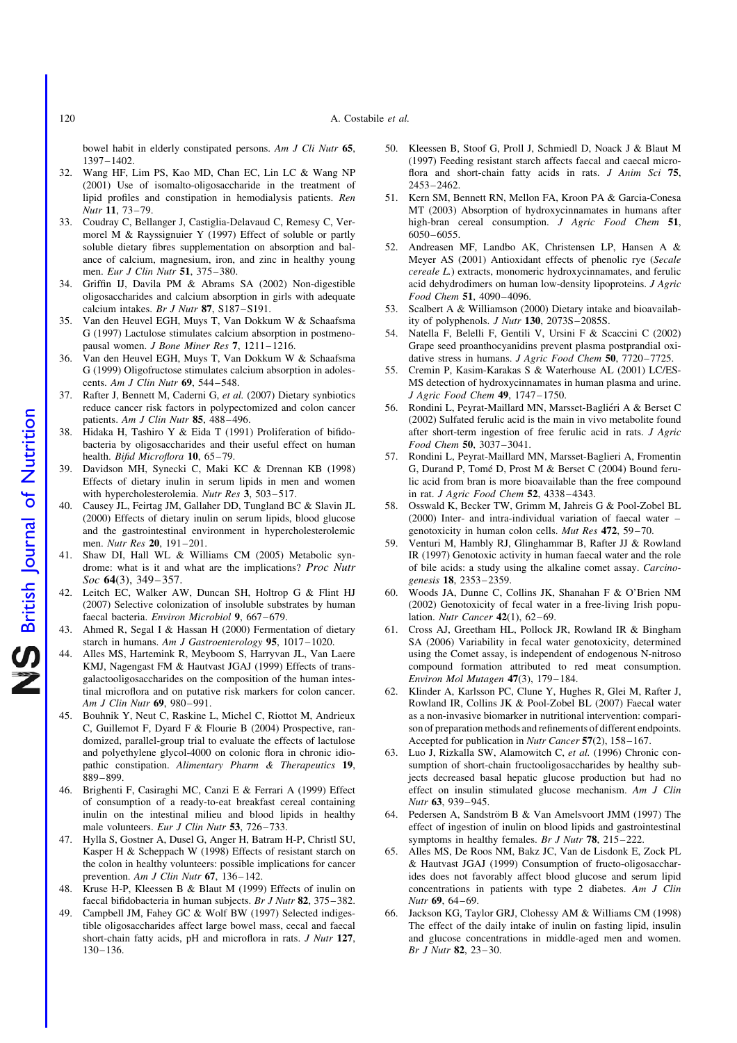bowel habit in elderly constipated persons. *Am J Cli Nutr* **65**, 1397–1402.

32. Wang HF, Lim PS, Kao MD, Chan EC, Lin LC & Wang NP (2001) Use of isomalto-oligosaccharide in the treatment of lipid profiles and constipation in hemodialysis patients. *Ren Nutr* **11**, 73–79.
33. Coudray C, Bellanger J, Castiglia-Delavaud C, Remesy C, Vermorel M & Rayssignuier Y (1997) Effect of soluble or partly soluble dietary fibres supplementation on absorption and balance of calcium, magnesium, iron, and zinc in healthy young men. *Eur J Clin Nutr* **51**, 375–380.
34. Griffin IJ, Davila PM & Abrams SA (2002) Non-digestible oligosaccharides and calcium absorption in girls with adequate calcium intakes. *Br J Nutr* **87**, S187–S191.
35. Van den Heuvel EGH, Muys T, Van Dokkum W & Schaafsma G (1997) Lactulose stimulates calcium absorption in postmenopausal women. *J Bone Miner Res* **7**, 1211–1216.
36. Van den Heuvel EGH, Muys T, Van Dokkum W & Schaafsma G (1999) Oligofructose stimulates calcium absorption in adolescents. *Am J Clin Nutr* **69**, 544–548.
37. Rafter J, Bennett M, Caderni G, *et al.* (2007) Dietary synbiotics reduce cancer risk factors in polypectomized and colon cancer patients. *Am J Clin Nutr* **85**, 488–496.
38. Hidaka H, Tashiro Y & Eida T (1991) Proliferation of bifidobacteria by oligosaccharides and their useful effect on human health. *Bifid Microflora* **10**, 65–79.
39. Davidson MH, Synecki C, Maki KC & Drennan KB (1998) Effects of dietary inulin in serum lipids in men and women with hypercholesterolemia. *Nutr Res* **3**, 503–517.
40. Causey JL, Feirtag JM, Gallaher DD, Tungland BC & Slavin JL (2000) Effects of dietary inulin on serum lipids, blood glucose and the gastrointestinal environment in hypercholesterolemic men. *Nutr Res* **20**, 191–201.
41. Shaw DI, Hall WL & Williams CM (2005) Metabolic syndrome: what is it and what are the implications? *Proc Nutr Soc* **64**(3), 349–357.
42. Leitch EC, Walker AW, Duncan SH, Holtrop G & Flint HJ (2007) Selective colonization of insoluble substrates by human faecal bacteria. *Environ Microbiol* **9**, 667–679.
43. Ahmed R, Segal I & Hassan H (2000) Fermentation of dietary starch in humans. *Am J Gastroenterology* **95**, 1017–1020.
44. Alles MS, Hartemink R, Meyboom S, Harryvan JL, Van Laere KMJ, Nagengast FM & Hautvast JGAJ (1999) Effects of transgalactooligosaccharides on the composition of the human intestinal microflora and on putative risk markers for colon cancer. *Am J Clin Nutr* **69**, 980–991.
45. Bouhnik Y, Neut C, Raskine L, Michel C, Riottot M, Andrieux C, Guillemot F, Dyard F & Flourie B (2004) Prospective, randomized, parallel-group trial to evaluate the effects of lactulose and polyethylene glycol-4000 on colonic flora in chronic idiopathic constipation. *Alimentary Pharm & Therapeutics* **19**, 889–899.
46. Brighenti F, Casiraghi MC, Canzi E & Ferrari A (1999) Effect of consumption of a ready-to-eat breakfast cereal containing inulin on the intestinal milieu and blood lipids in healthy male volunteers. *Eur J Clin Nutr* **53**, 726–733.
47. Hylla S, Gostner A, Dusel G, Anger H, Batram H-P, Christl SU, Kasper H & Scheppach W (1998) Effects of resistant starch on the colon in healthy volunteers: possible implications for cancer prevention. *Am J Clin Nutr* **67**, 136–142.
48. Kruse H-P, Kleessen B & Blaut M (1999) Effects of inulin on faecal bifidobacteria in human subjects. *Br J Nutr* **82**, 375–382.
49. Campbell JM, Fahey GC & Wolf BW (1997) Selected indigestible oligosaccharides affect large bowel mass, cecal and faecal short-chain fatty acids, pH and microflora in rats. *J Nutr* **127**, 130–136.
50. Kleessen B, Stoof G, Proll J, Schmiedl D, Noack J & Blaut M (1997) Feeding resistant starch affects faecal and caecal microflora and short-chain fatty acids in rats. *J Anim Sci* **75**, 2453–2462.
51. Kern SM, Bennett RN, Mellon FA, Kroon PA & Garcia-Conesa MT (2003) Absorption of hydroxycinnamates in humans after high-bran cereal consumption. *J Agric Food Chem* **51**, 6050–6055.
52. Andreasen MF, Landbo AK, Christensen LP, Hansen A & Meyer AS (2001) Antioxidant effects of phenolic rye (*Secale cereale L.*) extracts, monomeric hydroxycinnamates, and ferulic acid dehydrodimers on human low-density lipoproteins. *J Agric Food Chem* **49**, 4090–4096.
53. Scalbert A & Williamson (2000) Dietary intake and bioavailability of polyphenols. *J Nutr* **130**, 2073S–2085S.
54. Natella F, Belelli F, Gentili V, Ursini F & Scaccini C (2002) Grape seed proanthocyanidins prevent plasma postprandial oxidative stress in humans. *J Agric Food Chem* **50**, 7720–7725.
55. Cremin P, Kasim-Karakas S & Waterhouse AL (2001) LC/ES-MS detection of hydroxycinnamates in human plasma and urine. *J Agric Food Chem* **49**, 1747–1750.
56. Rondini L, Peyrat-Maillard MN, Marsset-Bagliéri A & Berset C (2002) Sulfated ferulic acid is the main in vivo metabolite found after short-term ingestion of free ferulic acid in rats. *J Agric Food Chem* **50**, 3037–3041.
57. Rondini L, Peyrat-Maillard MN, Marsset-Baglieri A, Fromentin G, Durand P, Tomé D, Prost M & Berset C (2004) Bound ferulic acid from bran is more bioavailable than the free compound in rat. *J Agric Food Chem* **52**, 4338–4343.
58. Osswald K, Becker TW, Grimm M, Jahreis G & Pool-Zobel BL (2000) Inter- and intra-individual variation of faecal water – genotoxicity in human colon cells. *Mut Res* **472**, 59–70.
59. Venturi M, Hambly RJ, Glinghammar B, Rafter JJ & Rowland IR (1997) Genotoxic activity in human faecal water and the role of bile acids: a study using the alkaline comet assay. *Carcinogenesis* **18**, 2353–2359.
60. Woods JA, Dunne C, Collins JK, Shanahan F & O'Brien NM (2002) Genotoxicity of fecal water in a free-living Irish population. *Nutr Cancer* **42**(1), 62–69.
61. Cross AJ, Greetham HL, Pollock JR, Rowland IR & Bingham SA (2006) Variability in fecal water genotoxicity, determined using the Comet assay, is independent of endogenous N-nitroso compound formation attributed to red meat consumption. *Environ Mol Mutagen* **47**(3), 179–184.
62. Klinder A, Karlsson PC, Clune Y, Hughes R, Glei M, Rafter J, Rowland IR, Collins JK & Pool-Zobel BL (2007) Faecal water as a non-invasive biomarker in nutritional intervention: comparison of preparation methods and refinements of different endpoints. Accepted for publication in *Nutr Cancer* **57**(2), 158–167.
63. Luo J, Rizkalla SW, Alamowitch C, *et al.* (1996) Chronic consumption of short-chain fructooligosaccharides by healthy subjects decreased basal hepatic glucose production but had no effect on insulin stimulated glucose mechanism. *Am J Clin Nutr* **63**, 939–945.
64. Pedersen A, Sandström B & Van Amelsvoort JMM (1997) The effect of ingestion of inulin on blood lipids and gastrointestinal symptoms in healthy females. *Br J Nutr* **78**, 215–222.
65. Alles MS, De Roos NM, Bakz JC, Van de Lisdonk E, Zock PL & Hautvast JGAJ (1999) Consumption of fructo-oligosaccharides does not favorably affect blood glucose and serum lipid concentrations in patients with type 2 diabetes. *Am J Clin Nutr* **69**, 64–69.
66. Jackson KG, Taylor GRJ, Clohessy AM & Williams CM (1998) The effect of the daily intake of inulin on fasting lipid, insulin and glucose concentrations in middle-aged men and women. *Br J Nutr* **82**, 23–30.